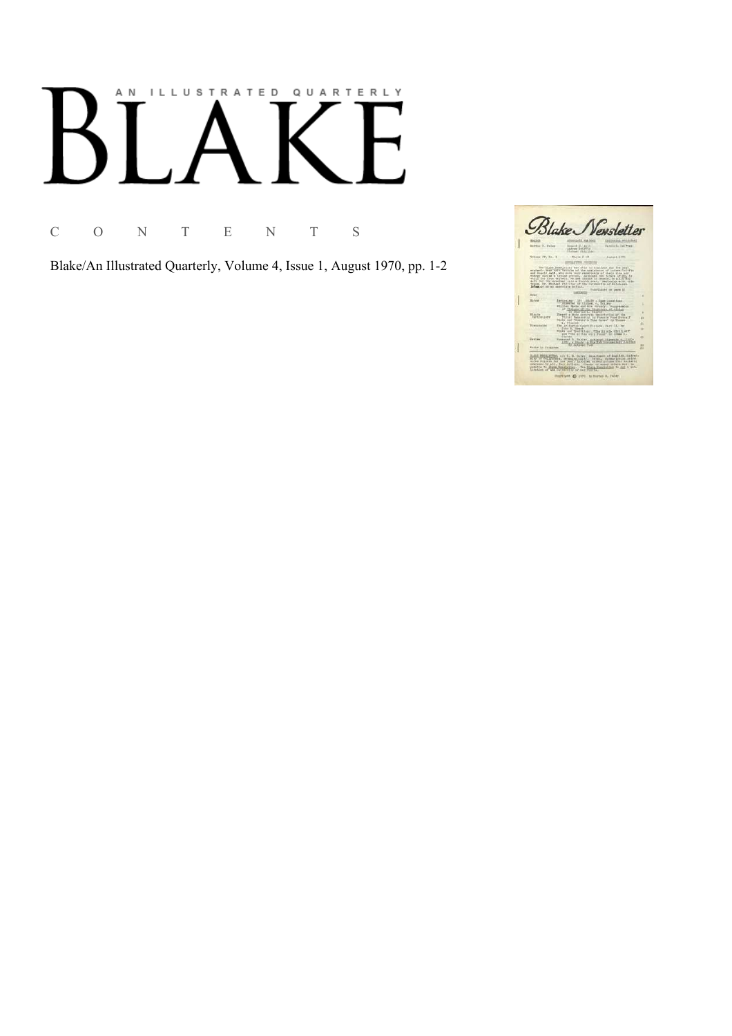# AN ILLUSTRATED QUARTERLY

# BLAKE

C O N T E N T S

Blake/An Illustrated Quarterly, Volume 4, Issue 1, August 1970, pp. 1-2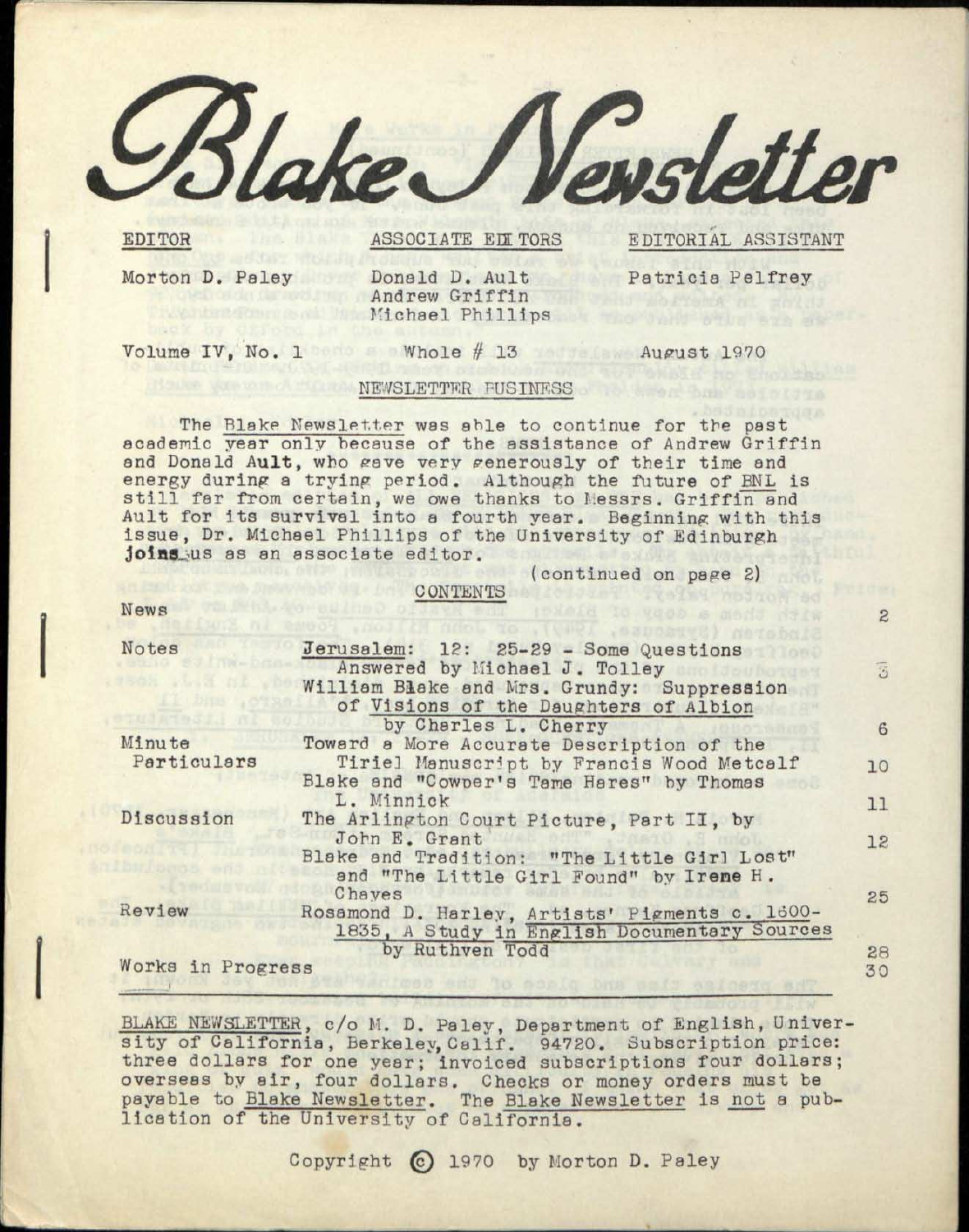# Blake Newsletter

| EDITOR | ASSOCIATE EDITORS | EDITORIAL ASSISTANT |
| --- | --- | --- |
| Morton D. Paley | Donald D. Ault | Patricia Pelfrey |
| | Andrew Griffin | |
| | Michael Phillips | |

Volume IV, No. 1 Whole # 13 August 1970

## NEWSLETTER BUSINESS

The Blake Newsletter was able to continue for the past academic year only because of the assistance of Andrew Griffin and Donald Ault, who gave very generously of their time and energy during a trying period. Although the future of BNL is still far from certain, we owe thanks to Messrs. Griffin and Ault for its survival into a fourth year. Beginning with this issue, Dr. Michael Phillips of the University of Edinburgh joins us as an associate editor.

(continued on page 2)

## CONTENTS

| | | |
| --- | --- | --- |
| News | | 2 |
| Notes | Jerusalem: 12: 25-29 - Some Questions Answered by Michael J. Tolley | 3 |
| | William Blake and Mrs. Grundy: Suppression of Visions of the Daughters of Albion by Charles L. Cherry | 6 |
| Minute Particulars | Toward a More Accurate Description of the Tiriel Manuscript by Francis Wood Metcalf | 10 |
| | Blake and "Cowper's Tame Hares" by Thomas L. Minnick | 11 |
| Discussion | The Arlington Court Picture, Part II, by John E. Grant | 12 |
| | Blake and Tradition: "The Little Girl Lost" and "The Little Girl Found" by Irene H. Chayes | 25 |
| Review | Rosamond D. Harley, Artists' Pigments c. 1600-1835, A Study in English Documentary Sources by Ruthven Todd | 28 |
| Works in Progress | | 30 |

BLAKE NEWSLETTER, c/o M. D. Paley, Department of English, University of California, Berkeley, Calif. 94720. Subscription price: three dollars for one year; invoiced subscriptions four dollars; overseas by air, four dollars. Checks or money orders must be payable to Blake Newsletter. The Blake Newsletter is not a publication of the University of California.

Copyright © 1970 by Morton D. Paley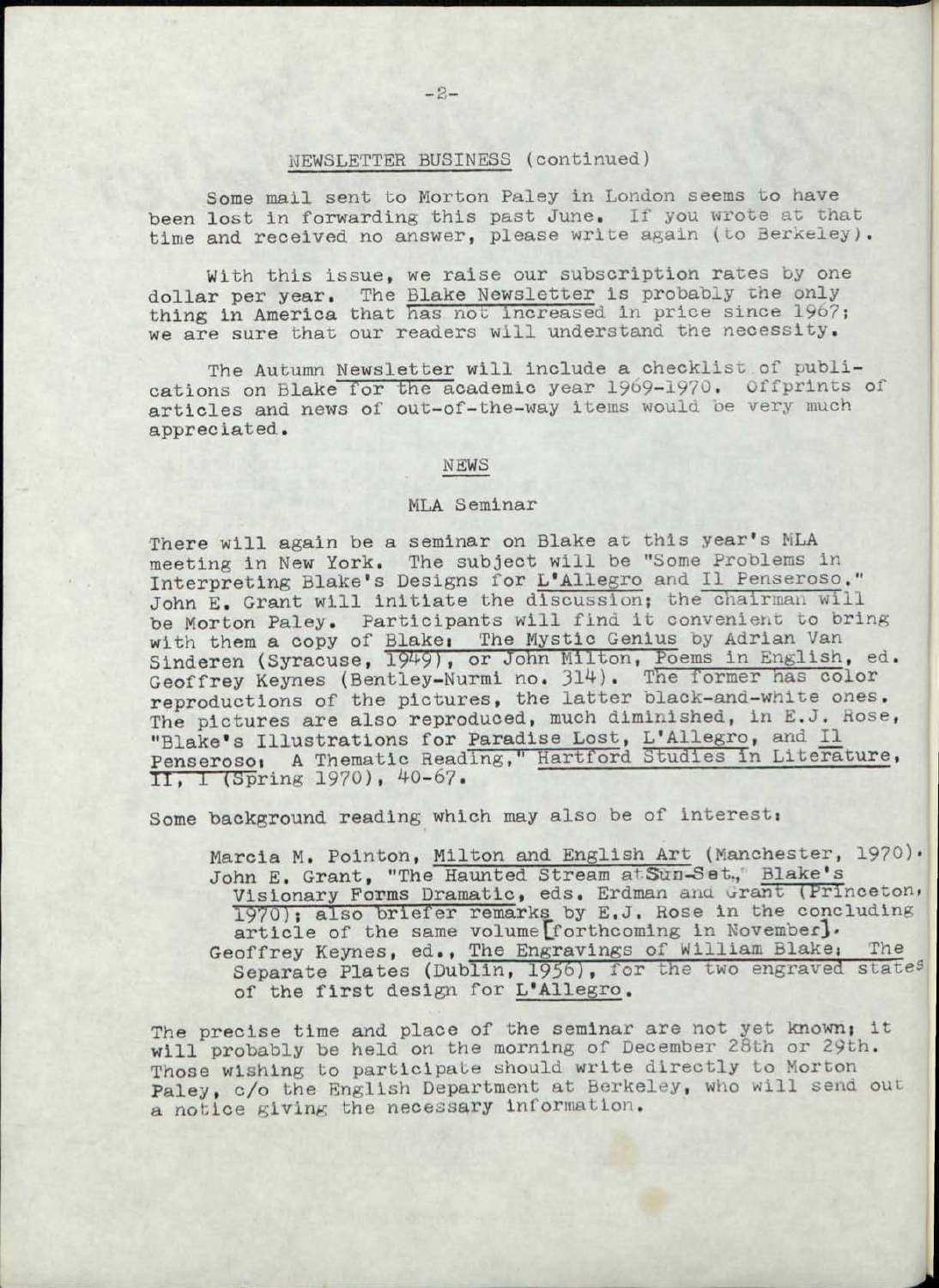## NEWSLETTER BUSINESS (continued)

Some mail sent to Morton Paley in London seems to have been lost in forwarding this past June. If you wrote at that time and received no answer, please write again (to Berkeley).

With this issue, we raise our subscription rates by one dollar per year. The Blake Newsletter is probably the only thing in America that has not increased in price since 1967; we are sure that our readers will understand the necessity.

The Autumn Newsletter will include a checklist of publications on Blake for the academic year 1969-1970. Offprints of articles and news of out-of-the-way items would be very much appreciated.

## NEWS

### MLA Seminar

There will again be a seminar on Blake at this year's MLA meeting in New York. The subject will be "Some Problems in Interpreting Blake's Designs for L'Allegro and Il Penseroso." John E. Grant will initiate the discussion; the chairman will be Morton Paley. Participants will find it convenient to bring with them a copy of Blake: The Mystic Genius by Adrian Van Sinderen (Syracuse, 1949), or John Milton, Poems in English, ed. Geoffrey Keynes (Bentley-Nurmi no. 314). The former has color reproductions of the pictures, the latter black-and-white ones. The pictures are also reproduced, much diminished, in E.J. Rose, "Blake's Illustrations for Paradise Lost, L'Allegro, and Il Penseroso: A Thematic Reading," Hartford Studies in Literature, II, 1 (Spring 1970), 40-67.

Some background reading which may also be of interest:

> Marcia M. Pointon, Milton and English Art (Manchester, 1970).
> John E. Grant, "The Haunted Stream at Sun-Set," Blake's Visionary Forms Dramatic, eds. Erdman and Grant (Princeton, 1970); also briefer remarks by E.J. Rose in the concluding article of the same volume [forthcoming in November].
> Geoffrey Keynes, ed., The Engravings of William Blake: The Separate Plates (Dublin, 1956), for the two engraved states of the first design for L'Allegro.

The precise time and place of the seminar are not yet known; it will probably be held on the morning of December 28th or 29th. Those wishing to participate should write directly to Morton Paley, c/o the English Department at Berkeley, who will send out a notice giving the necessary information.